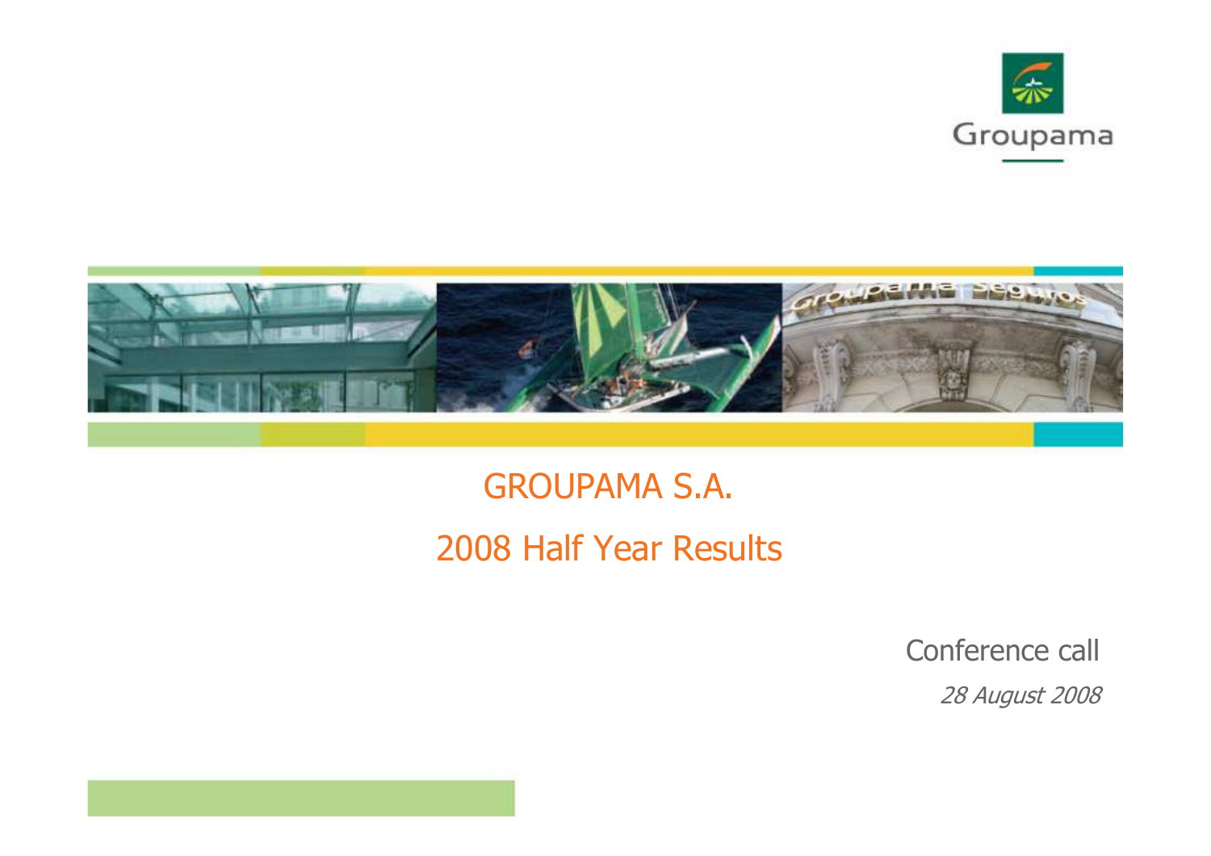Groupama

# GROUPAMA S.A.

# 2008 Half Year Results

Conference call

*28 August 2008*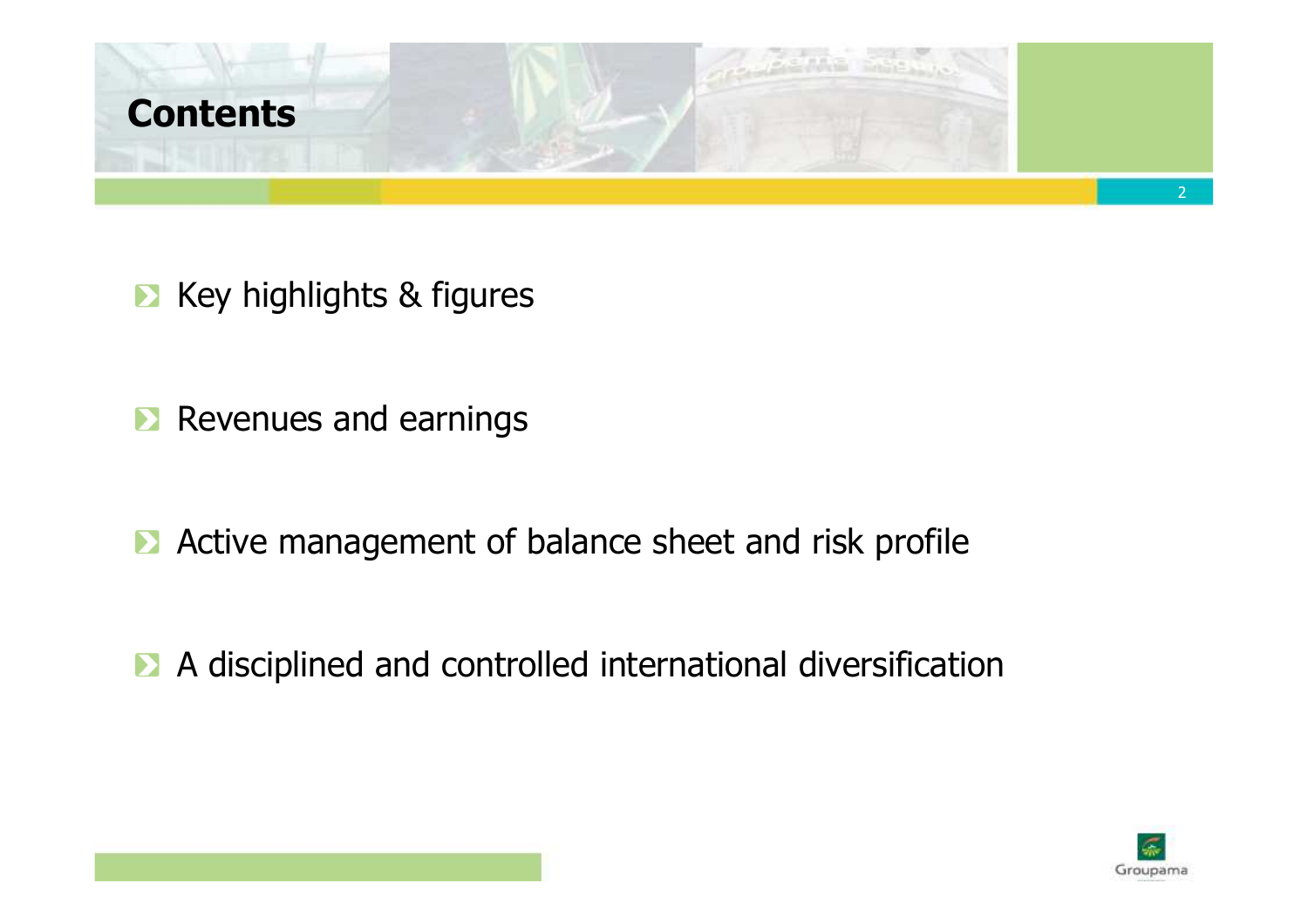# Contents

- Key highlights & figures
- Revenues and earnings
- Active management of balance sheet and risk profile
- A disciplined and controlled international diversification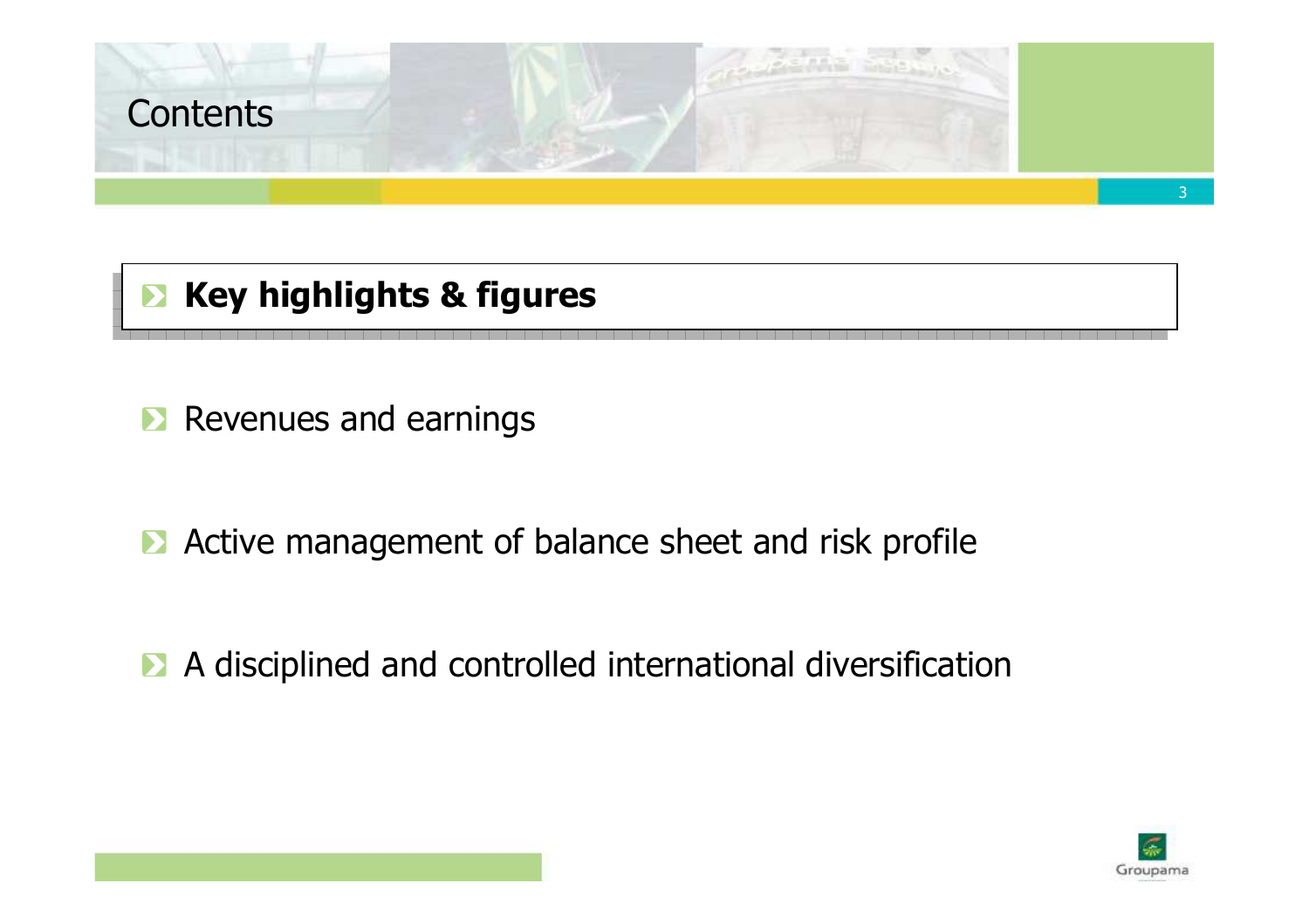# Contents

- **Key highlights & figures**
- Revenues and earnings
- Active management of balance sheet and risk profile
- A disciplined and controlled international diversification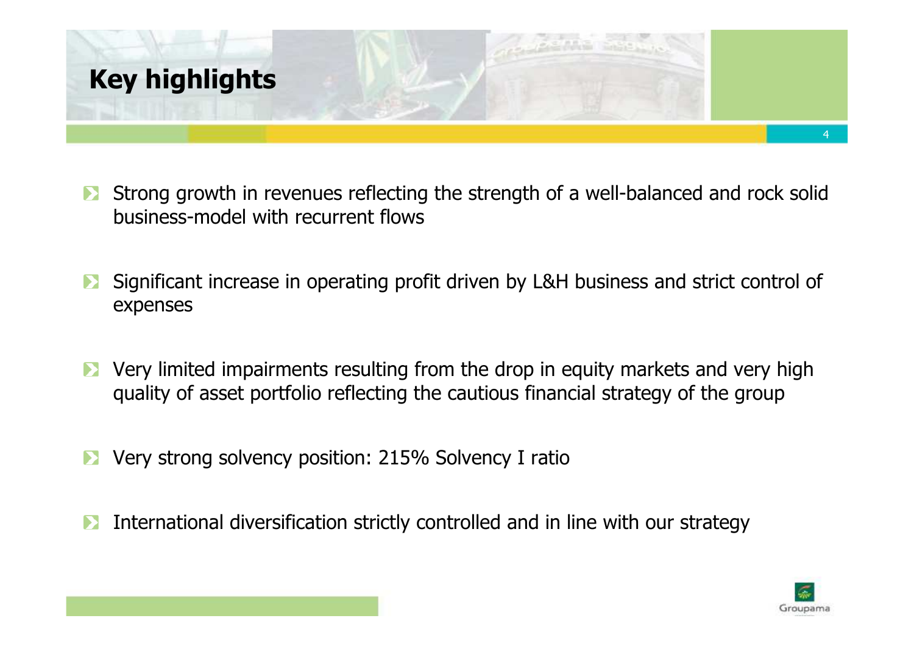# Key highlights

- Strong growth in revenues reflecting the strength of a well-balanced and rock solid business-model with recurrent flows
- Significant increase in operating profit driven by L&H business and strict control of expenses
- Very limited impairments resulting from the drop in equity markets and very high quality of asset portfolio reflecting the cautious financial strategy of the group
- Very strong solvency position: 215% Solvency I ratio
- International diversification strictly controlled and in line with our strategy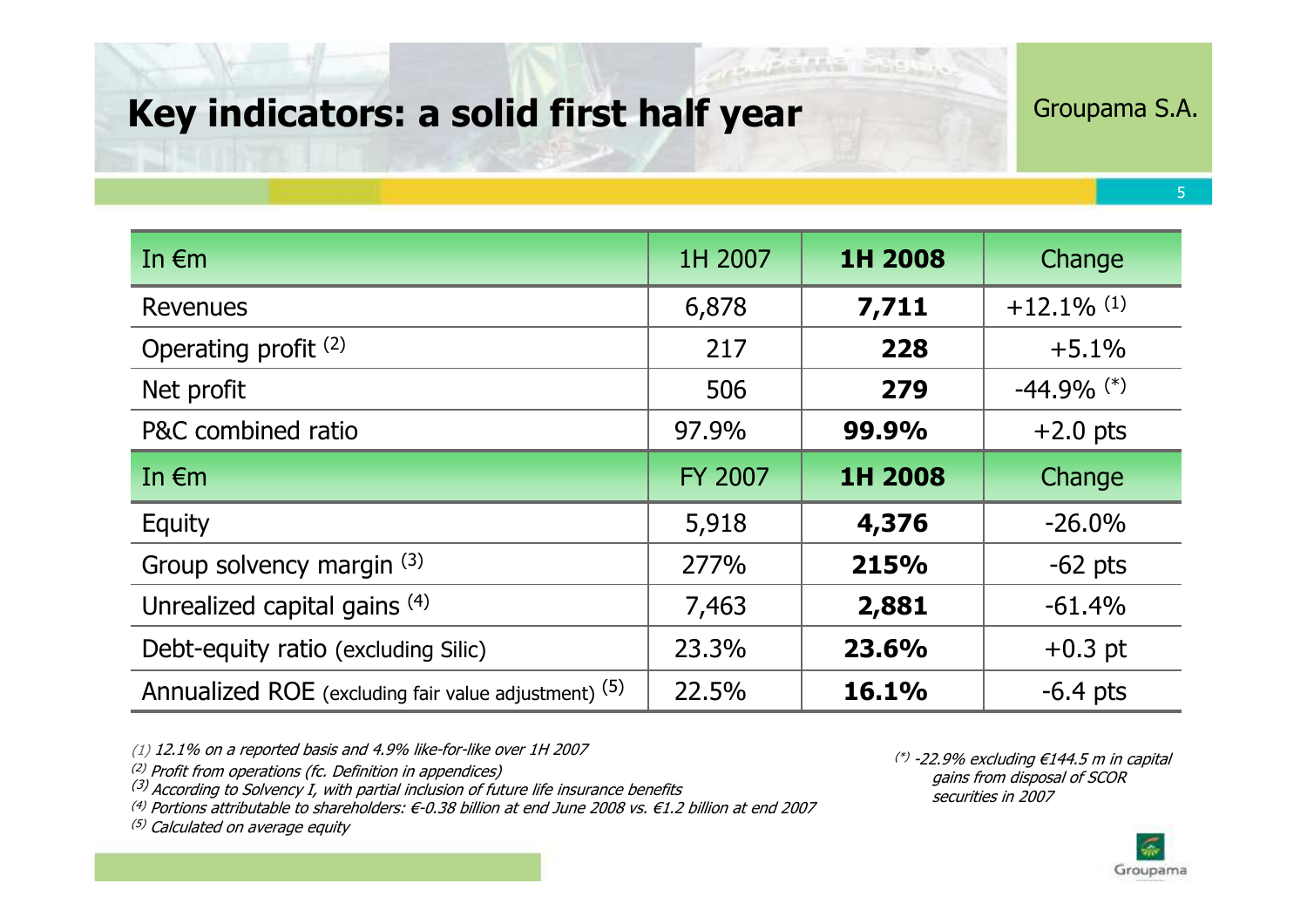# Key indicators: a solid first half year

Groupama S.A.

| In €m | 1H 2007 | **1H 2008** | Change |
|---|---|---|---|
| Revenues | 6,878 | **7,711** | +12.1% [1] |
| Operating profit [2] | 217 | **228** | +5.1% |
| Net profit | 506 | **279** | -44.9% [*] |
| P&C combined ratio | 97.9% | **99.9%** | +2.0 pts |
| In €m | FY 2007 | **1H 2008** | Change |
| Equity | 5,918 | **4,376** | -26.0% |
| Group solvency margin [3] | 277% | **215%** | -62 pts |
| Unrealized capital gains [4] | 7,463 | **2,881** | -61.4% |
| Debt-equity ratio (excluding Silic) | 23.3% | **23.6%** | +0.3 pt |
| Annualized ROE (excluding fair value adjustment) [5] | 22.5% | **16.1%** | -6.4 pts |

*(1) 12.1% on a reported basis and 4.9% like-for-like over 1H 2007*

*(2) Profit from operations (fc. Definition in appendices)*

*(3) According to Solvency I, with partial inclusion of future life insurance benefits*

*(4) Portions attributable to shareholders: €-0.38 billion at end June 2008 vs. €1.2 billion at end 2007*

*(5) Calculated on average equity*

*(\*) -22.9% excluding €144.5 m in capital gains from disposal of SCOR securities in 2007*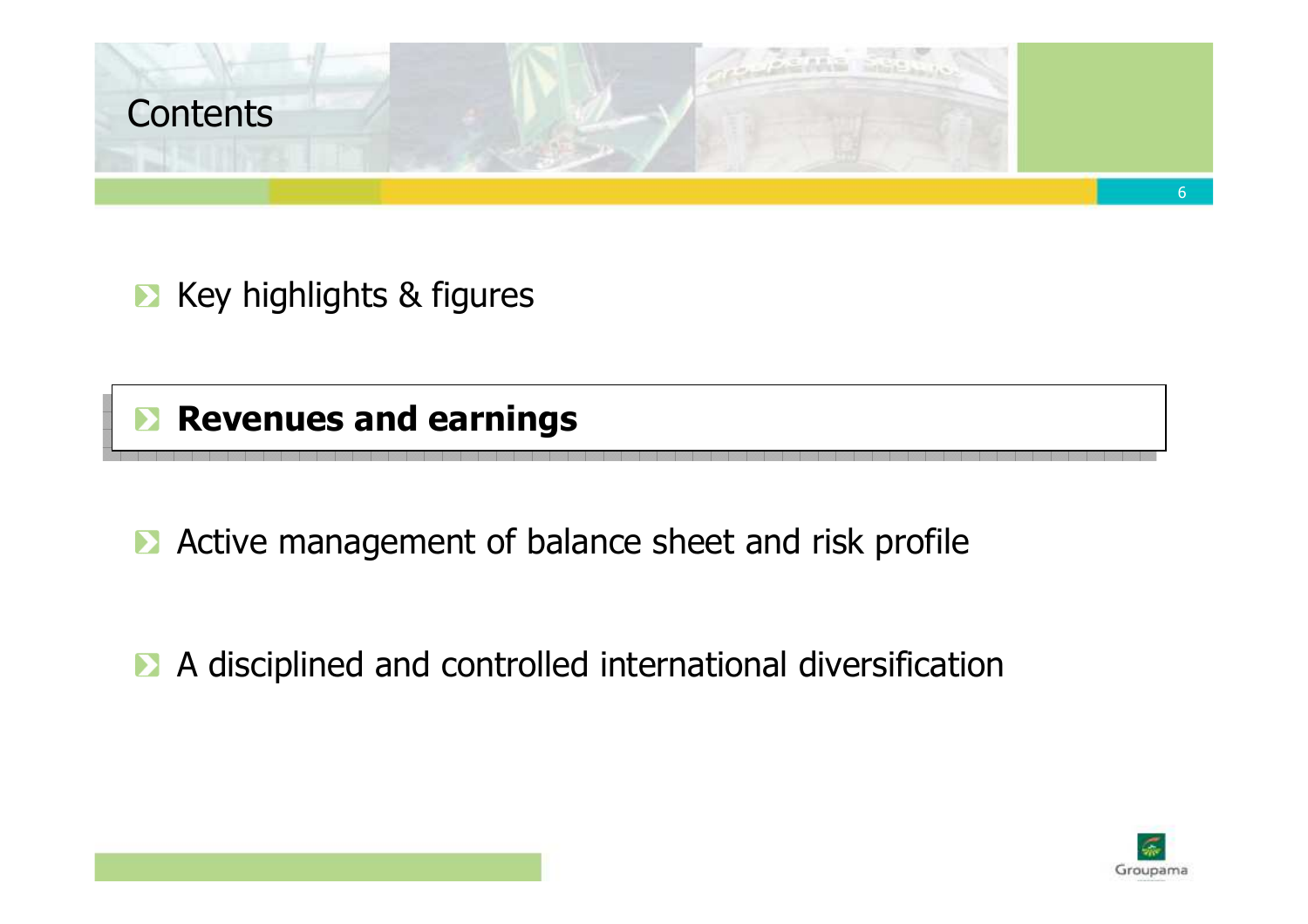# Contents

- Key highlights & figures
- **Revenues and earnings**
- Active management of balance sheet and risk profile
- A disciplined and controlled international diversification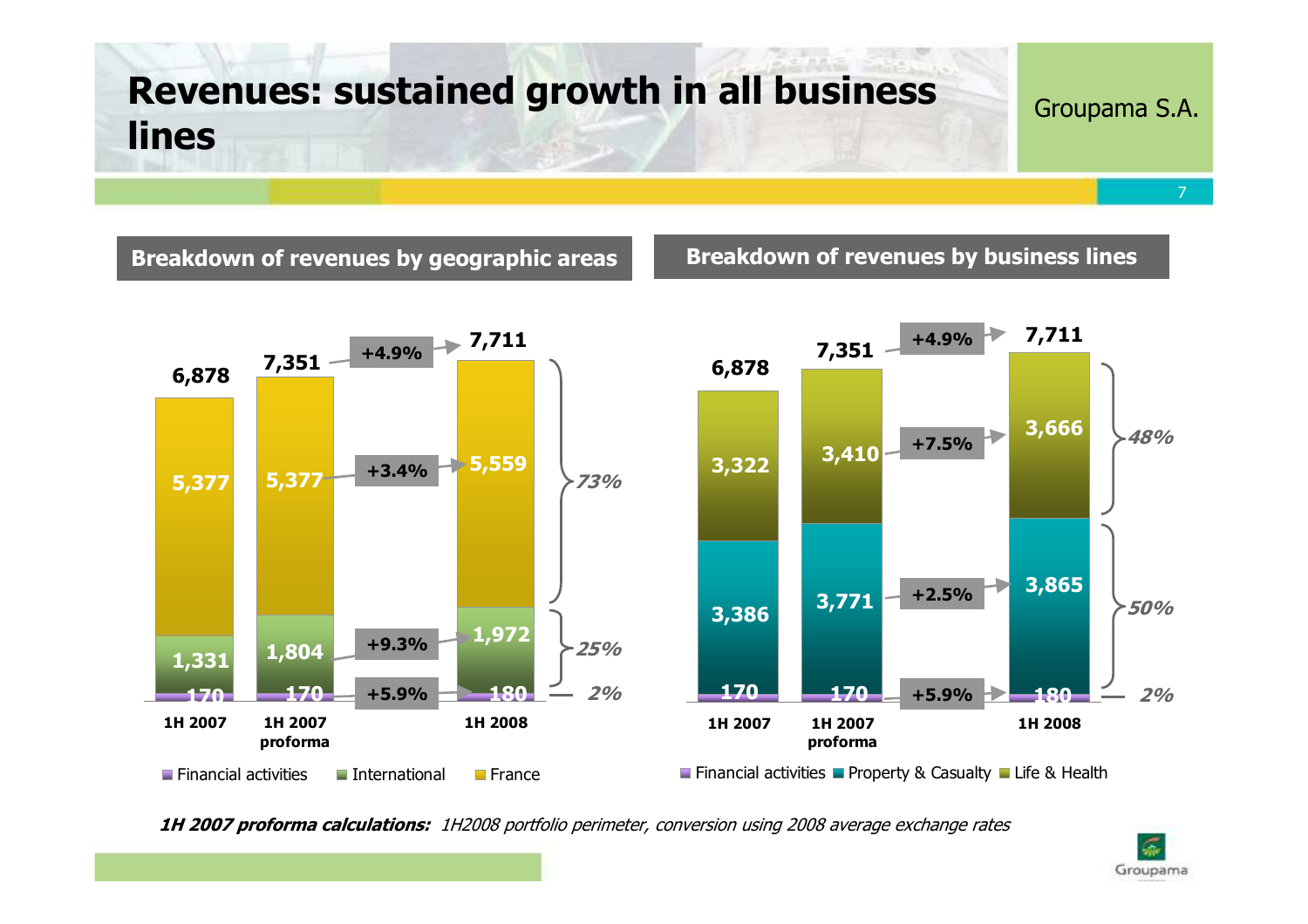# Revenues: sustained growth in all business lines

Groupama S.A.

## Breakdown of revenues by geographic areas

| | 1H 2007 | 1H 2007 proforma | Change | 1H 2008 | Share |
|---|---|---|---|---|---|
| France | 5,377 | 5,377 | +3.4% | 5,559 | 73% |
| International | 1,331 | 1,804 | +9.3% | 1,972 | 25% |
| Financial activities | 170 | 170 | +5.9% | 180 | 2% |
| **Total** | **6,878** | **7,351** | **+4.9%** | **7,711** | |

## Breakdown of revenues by business lines

| | 1H 2007 | 1H 2007 proforma | Change | 1H 2008 | Share |
|---|---|---|---|---|---|
| Life & Health | 3,322 | 3,410 | +7.5% | 3,666 | 48% |
| Property & Casualty | 3,386 | 3,771 | +2.5% | 3,865 | 50% |
| Financial activities | 170 | 170 | +5.9% | 180 | 2% |
| **Total** | **6,878** | **7,351** | **+4.9%** | **7,711** | |

***1H 2007 proforma calculations:*** *1H2008 portfolio perimeter, conversion using 2008 average exchange rates*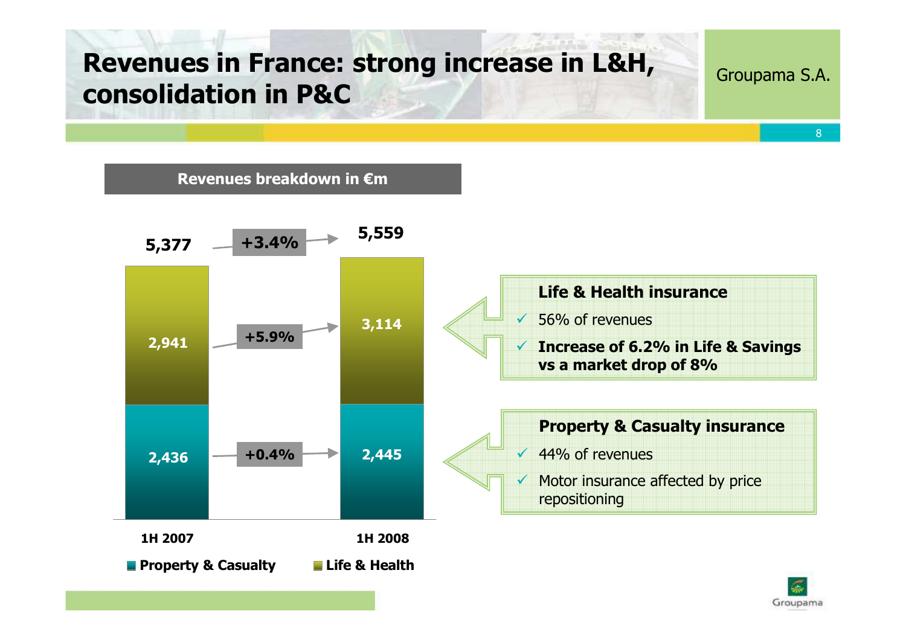# Revenues in France: strong increase in L&H, consolidation in P&C

Groupama S.A.

**Revenues breakdown in €m**

| | 1H 2007 | Change | 1H 2008 |
|---|---|---|---|
| Life & Health | 2,941 | +5.9% | 3,114 |
| Property & Casualty | 2,436 | +0.4% | 2,445 |
| Total | 5,377 | +3.4% | 5,559 |

**Life & Health insurance**

- 56% of revenues
- **Increase of 6.2% in Life & Savings vs a market drop of 8%**

**Property & Casualty insurance**

- 44% of revenues
- Motor insurance affected by price repositioning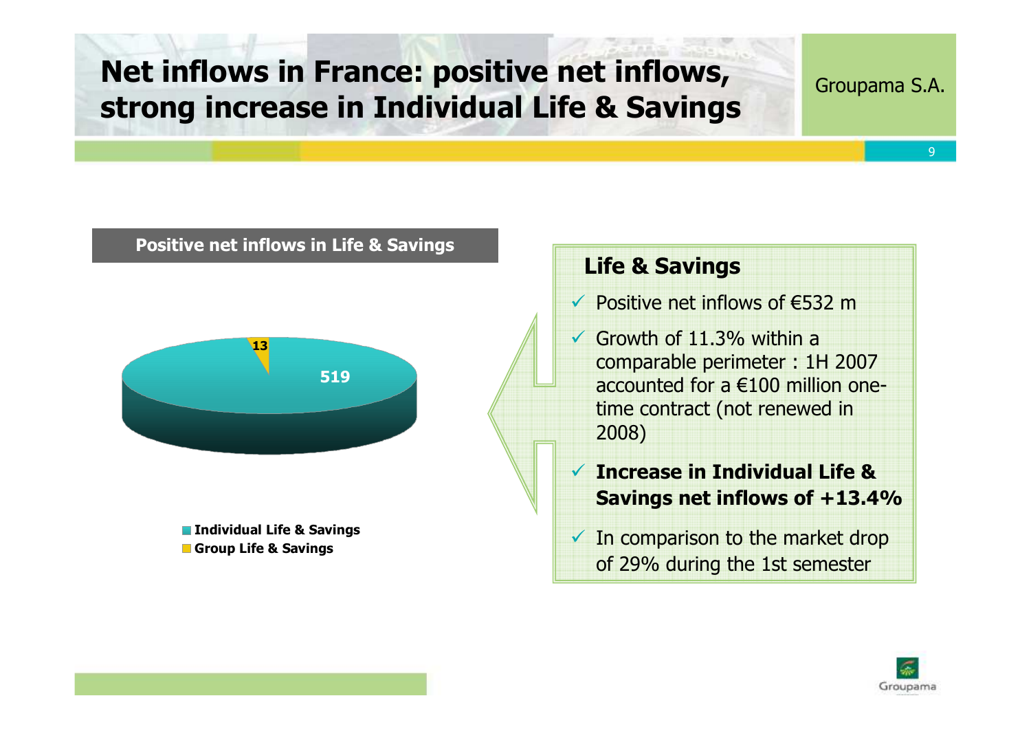# Net inflows in France: positive net inflows, strong increase in Individual Life & Savings

Groupama S.A.

**Positive net inflows in Life & Savings**

| Segment | Net inflows |
|---|---|
| Individual Life & Savings | 519 |
| Group Life & Savings | 13 |

## Life & Savings

- Positive net inflows of €532 m
- Growth of 11.3% within a comparable perimeter : 1H 2007 accounted for a €100 million one-time contract (not renewed in 2008)
- **Increase in Individual Life & Savings net inflows of +13.4%**
- In comparison to the market drop of 29% during the 1st semester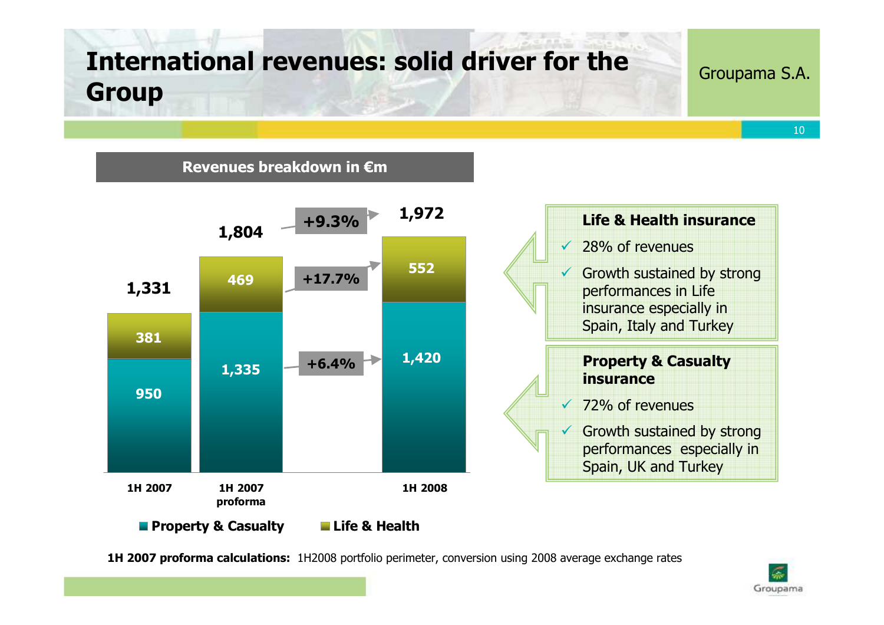# International revenues: solid driver for the Group

Groupama S.A.

## Revenues breakdown in €m

| | 1H 2007 | 1H 2007 proforma | Change | 1H 2008 |
|---|---|---|---|---|
| Property & Casualty | 950 | 1,335 | +6.4% | 1,420 |
| Life & Health | 381 | 469 | +17.7% | 552 |
| **Total** | **1,331** | **1,804** | **+9.3%** | **1,972** |

### Life & Health insurance

- 28% of revenues
- Growth sustained by strong performances in Life insurance especially in Spain, Italy and Turkey

### Property & Casualty insurance

- 72% of revenues
- Growth sustained by strong performances especially in Spain, UK and Turkey

**1H 2007 proforma calculations:** 1H2008 portfolio perimeter, conversion using 2008 average exchange rates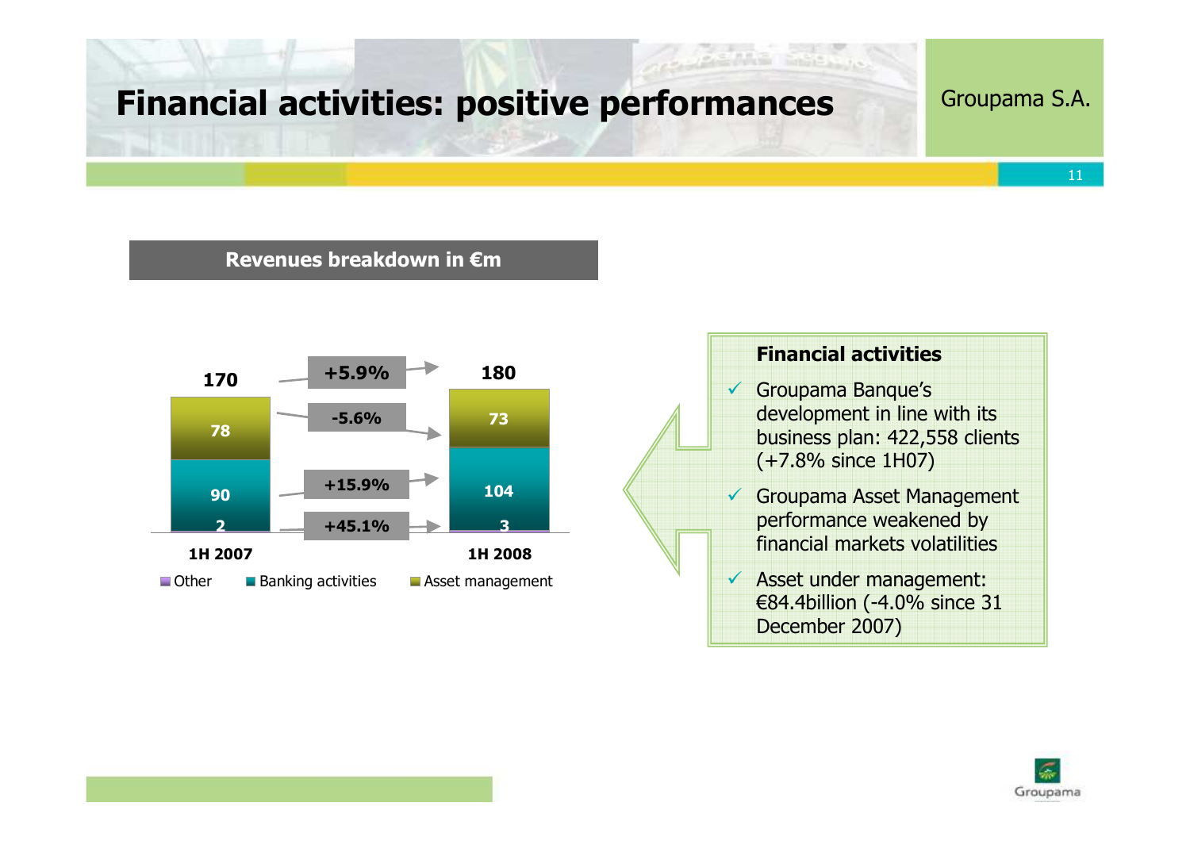# Financial activities: positive performances

Groupama S.A.

**Revenues breakdown in €m**

| | 1H 2007 | Change | 1H 2008 |
|---|---|---|---|
| Asset management | 78 | -5.6% | 73 |
| Banking activities | 90 | +15.9% | 104 |
| Other | 2 | +45.1% | 3 |
| **Total** | **170** | **+5.9%** | **180** |

**Financial activities**

- ✓ Groupama Banque's development in line with its business plan: 422,558 clients (+7.8% since 1H07)
- ✓ Groupama Asset Management performance weakened by financial markets volatilities
- ✓ Asset under management: €84.4billion (-4.0% since 31 December 2007)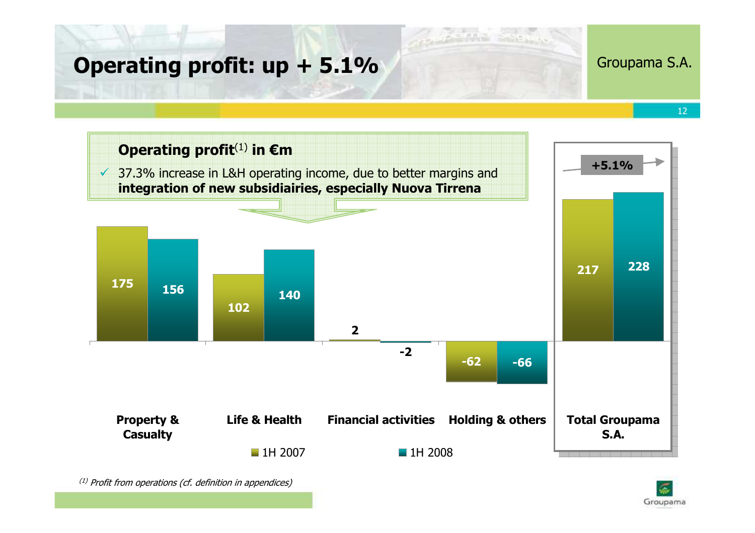# Operating profit: up + 5.1%

Groupama S.A.

**Operating profit**[1] **in €m**

- 37.3% increase in L&H operating income, due to better margins and **integration of new subsidiairies, especially Nuova Tirrena**

| | 1H 2007 | 1H 2008 |
|---|---|---|
| Property & Casualty | 175 | 156 |
| Life & Health | 102 | 140 |
| Financial activities | 2 | -2 |
| Holding & others | -62 | -66 |
| Total Groupama S.A. | 217 | 228 |

+5.1%

*(1) Profit from operations (cf. definition in appendices)*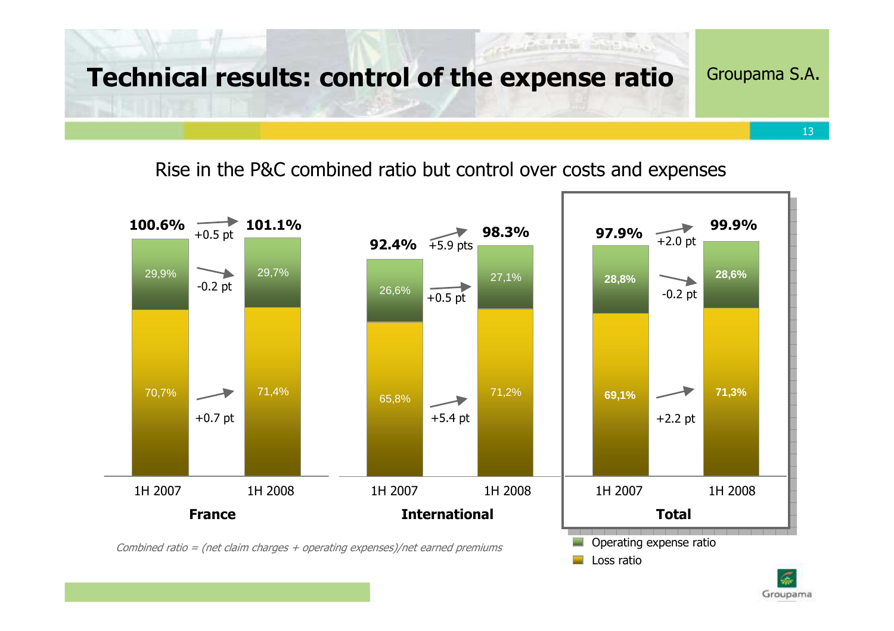# Technical results: control of the expense ratio

Groupama S.A.

## Rise in the P&C combined ratio but control over costs and expenses

| | France 1H 2007 | France 1H 2008 | Change | International 1H 2007 | International 1H 2008 | Change | Total 1H 2007 | Total 1H 2008 | Change |
|---|---|---|---|---|---|---|---|---|---|
| Combined ratio | **100.6%** | **101.1%** | +0.5 pt | **92.4%** | **98.3%** | +5.9 pts | **97.9%** | **99.9%** | +2.0 pt |
| Operating expense ratio | 29,9% | 29,7% | -0.2 pt | 26,6% | 27,1% | +0.5 pt | **28,8%** | **28,6%** | -0.2 pt |
| Loss ratio | 70,7% | 71,4% | +0.7 pt | 65,8% | 71,2% | +5.4 pt | **69,1%** | **71,3%** | +2.2 pt |

*Combined ratio = (net claim charges + operating expenses)/net earned premiums*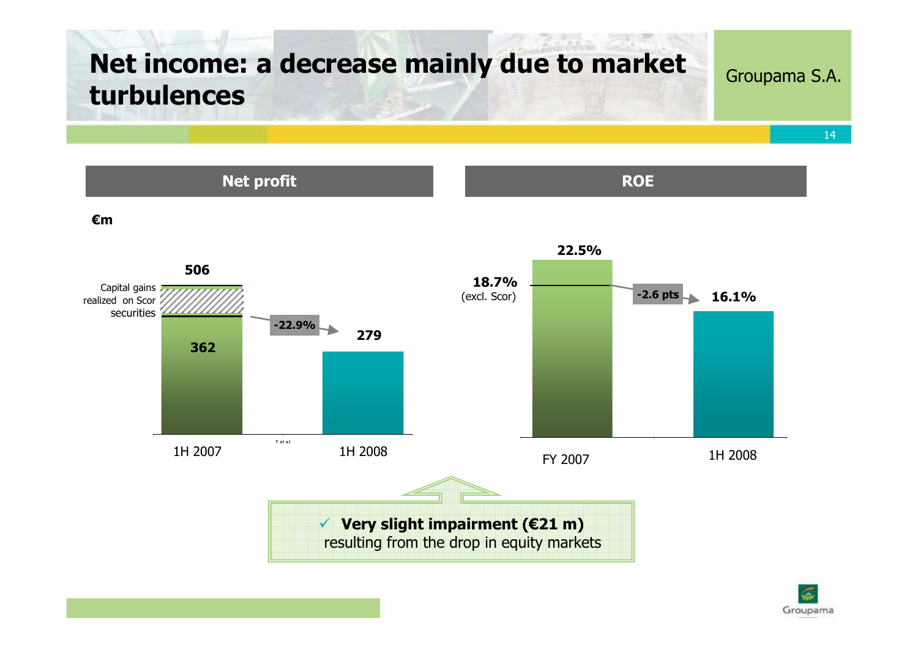# Net income: a decrease mainly due to market turbulences

Groupama S.A.

## Net profit

€m

| | 1H 2007 | 1H 2008 |
|---|---|---|
| Total | 506 | 279 |
| Capital gains realized on Scor securities | 144 | |
| Excluding Scor | 362 | |

-22.9%

## ROE

| FY 2007 | 1H 2008 |
|---|---|
| 22.5% | 16.1% |
| 18.7% (excl. Scor) | |

-2.6 pts

✓ **Very slight impairment (€21 m)** resulting from the drop in equity markets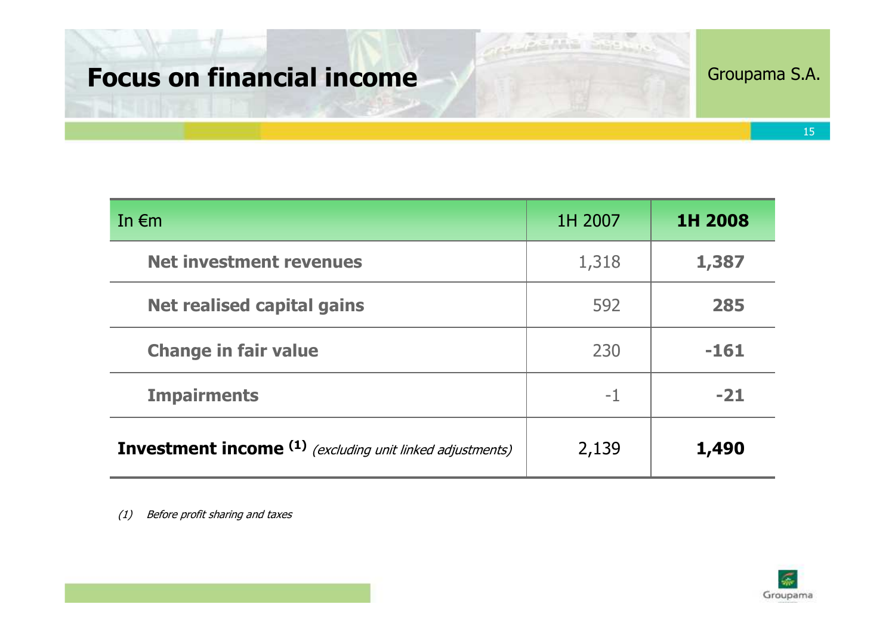# Focus on financial income

Groupama S.A.

| In €m | 1H 2007 | **1H 2008** |
|---|---|---|
| **Net investment revenues** | 1,318 | **1,387** |
| **Net realised capital gains** | 592 | **285** |
| **Change in fair value** | 230 | **-161** |
| **Impairments** | -1 | **-21** |
| **Investment income** [(1)] *(excluding unit linked adjustments)* | 2,139 | **1,490** |

*(1) Before profit sharing and taxes*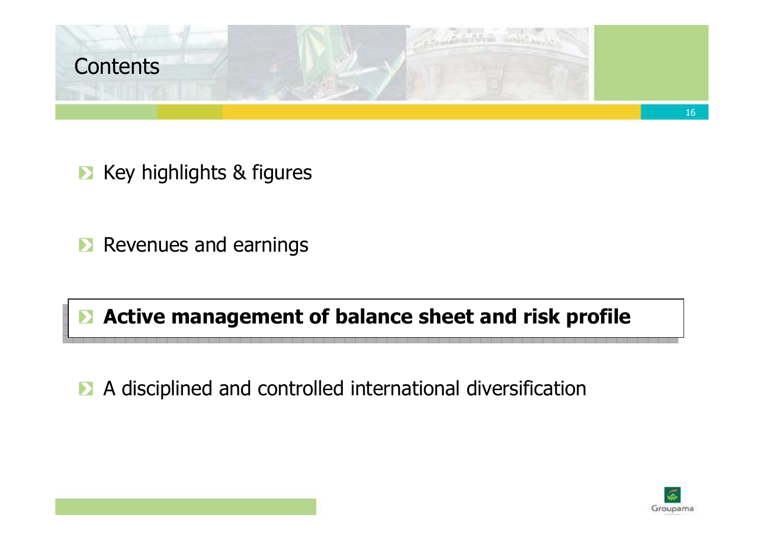# Contents

- Key highlights & figures
- Revenues and earnings
- **Active management of balance sheet and risk profile**
- A disciplined and controlled international diversification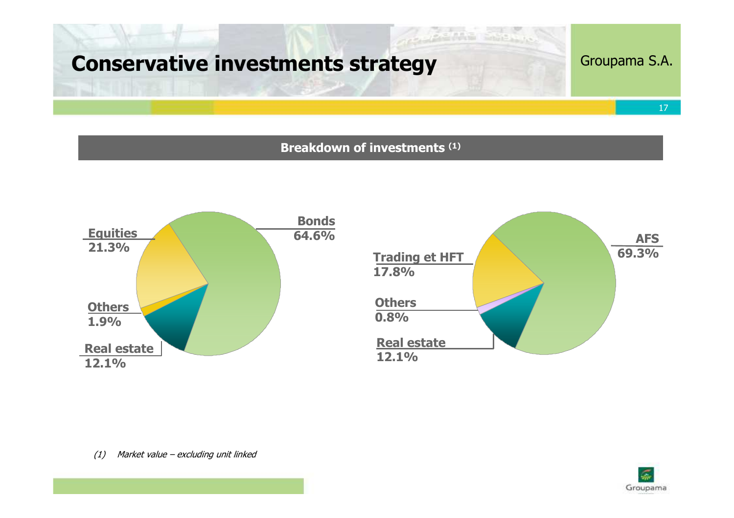# Conservative investments strategy

Groupama S.A.

## Breakdown of investments (1)

Bonds 64.6%

Equities 21.3%

Others 1.9%

Real estate 12.1%

AFS 69.3%

Trading et HFT 17.8%

Others 0.8%

Real estate 12.1%

*(1) Market value – excluding unit linked*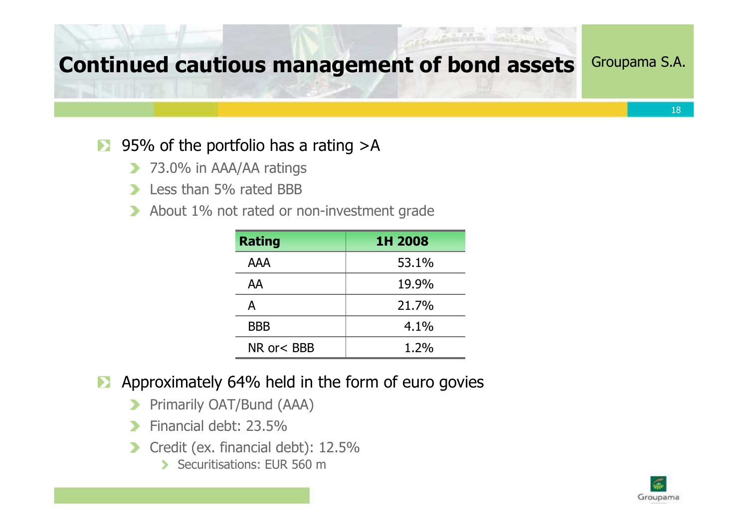# Continued cautious management of bond assets

Groupama S.A.

- 95% of the portfolio has a rating >A
  - 73.0% in AAA/AA ratings
  - Less than 5% rated BBB
  - About 1% not rated or non-investment grade

| Rating | 1H 2008 |
|---|---|
| AAA | 53.1% |
| AA | 19.9% |
| A | 21.7% |
| BBB | 4.1% |
| NR or< BBB | 1.2% |

- Approximately 64% held in the form of euro govies
  - Primarily OAT/Bund (AAA)
  - Financial debt: 23.5%
  - Credit (ex. financial debt): 12.5%
    - Securitisations: EUR 560 m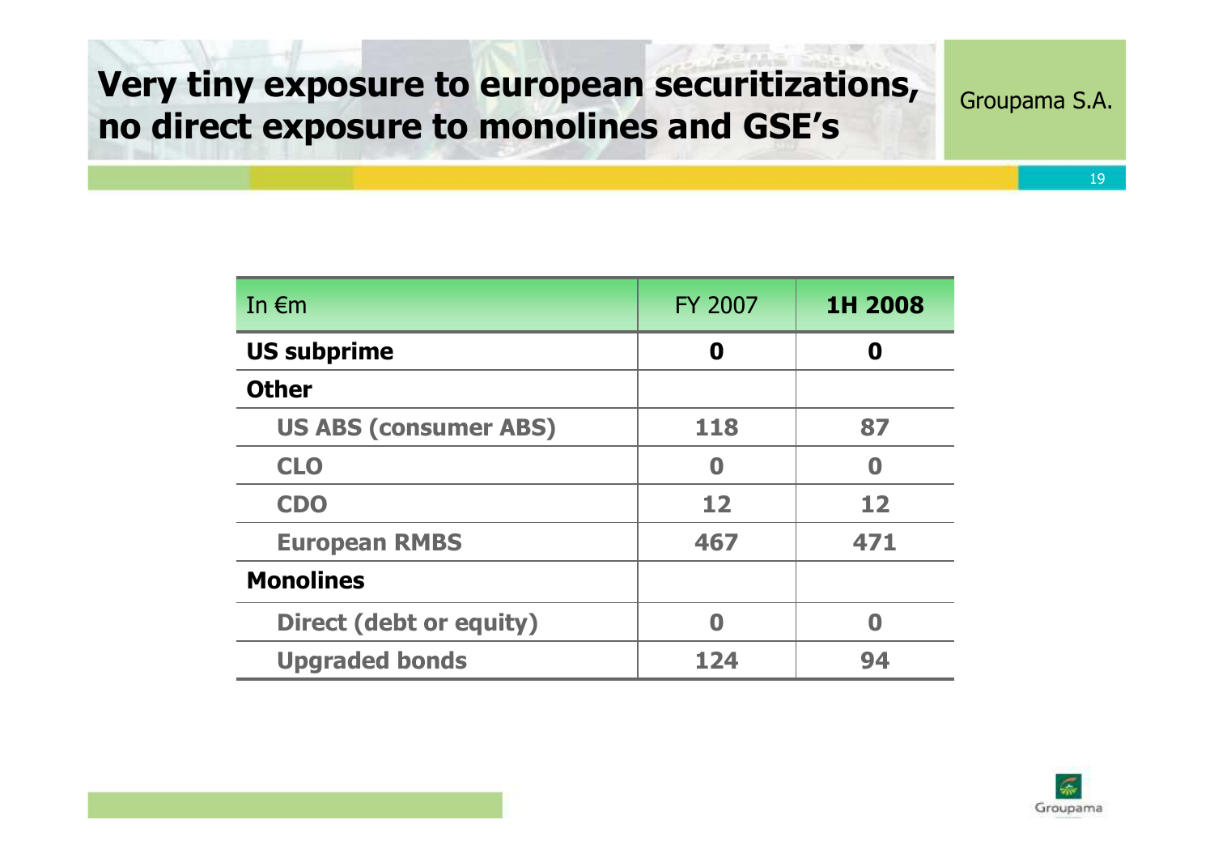# Very tiny exposure to european securitizations, no direct exposure to monolines and GSE's

Groupama S.A.

| In €m | FY 2007 | **1H 2008** |
|---|---|---|
| **US subprime** | **0** | **0** |
| **Other** | | |
| **US ABS (consumer ABS)** | **118** | **87** |
| **CLO** | **0** | **0** |
| **CDO** | **12** | **12** |
| **European RMBS** | **467** | **471** |
| **Monolines** | | |
| **Direct (debt or equity)** | **0** | **0** |
| **Upgraded bonds** | **124** | **94** |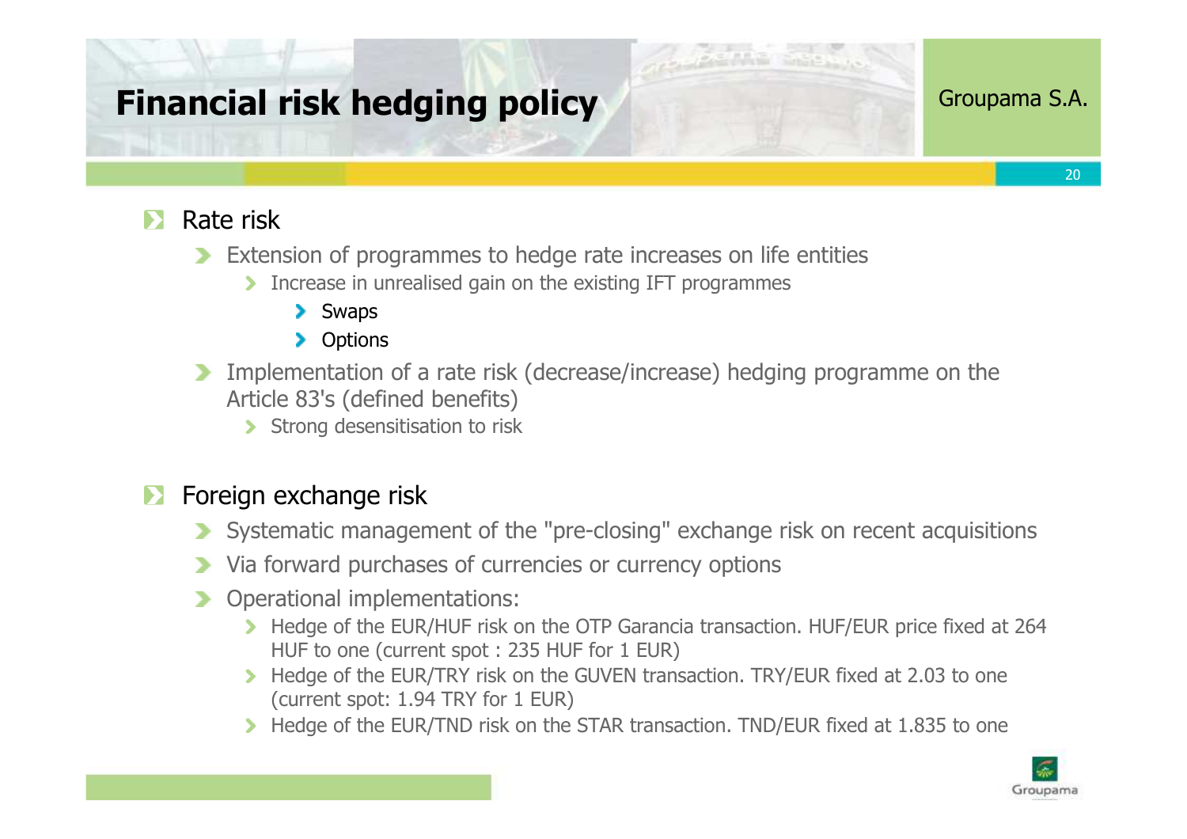# Financial risk hedging policy

Groupama S.A.

- **Rate risk**
  - Extension of programmes to hedge rate increases on life entities
    - Increase in unrealised gain on the existing IFT programmes
      - Swaps
      - Options
  - Implementation of a rate risk (decrease/increase) hedging programme on the Article 83's (defined benefits)
    - Strong desensitisation to risk

- **Foreign exchange risk**
  - Systematic management of the "pre-closing" exchange risk on recent acquisitions
  - Via forward purchases of currencies or currency options
  - Operational implementations:
    - Hedge of the EUR/HUF risk on the OTP Garancia transaction. HUF/EUR price fixed at 264 HUF to one (current spot : 235 HUF for 1 EUR)
    - Hedge of the EUR/TRY risk on the GUVEN transaction. TRY/EUR fixed at 2.03 to one (current spot: 1.94 TRY for 1 EUR)
    - Hedge of the EUR/TND risk on the STAR transaction. TND/EUR fixed at 1.835 to one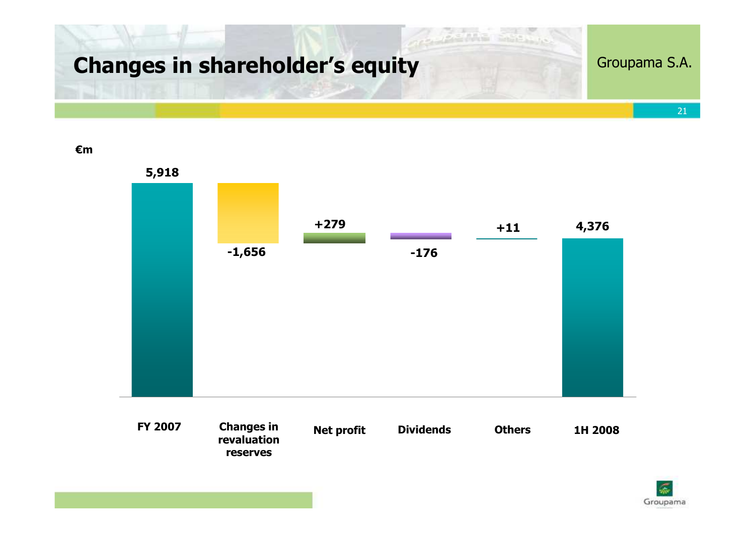# Changes in shareholder's equity

Groupama S.A.

€m

| FY 2007 | Changes in revaluation reserves | Net profit | Dividends | Others | 1H 2008 |
|---|---|---|---|---|---|
| 5,918 | -1,656 | +279 | -176 | +11 | 4,376 |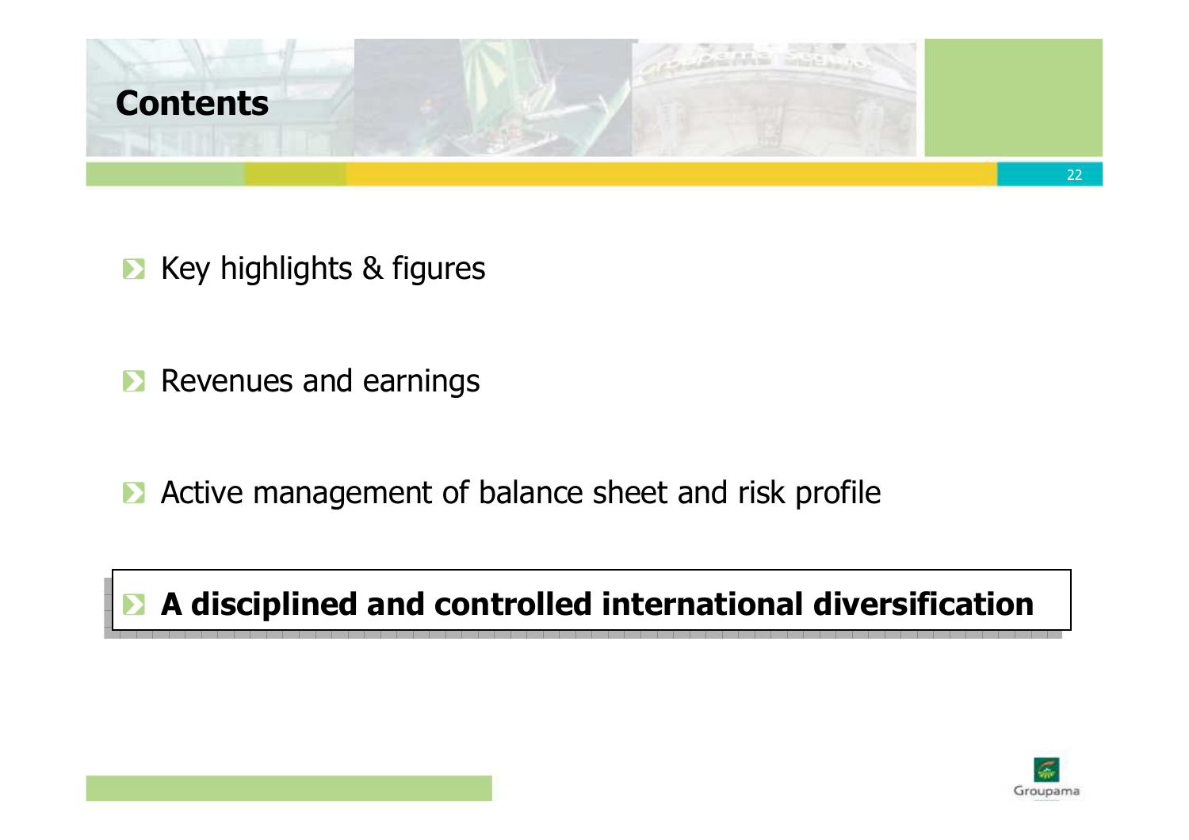# Contents

- Key highlights & figures
- Revenues and earnings
- Active management of balance sheet and risk profile
- **A disciplined and controlled international diversification**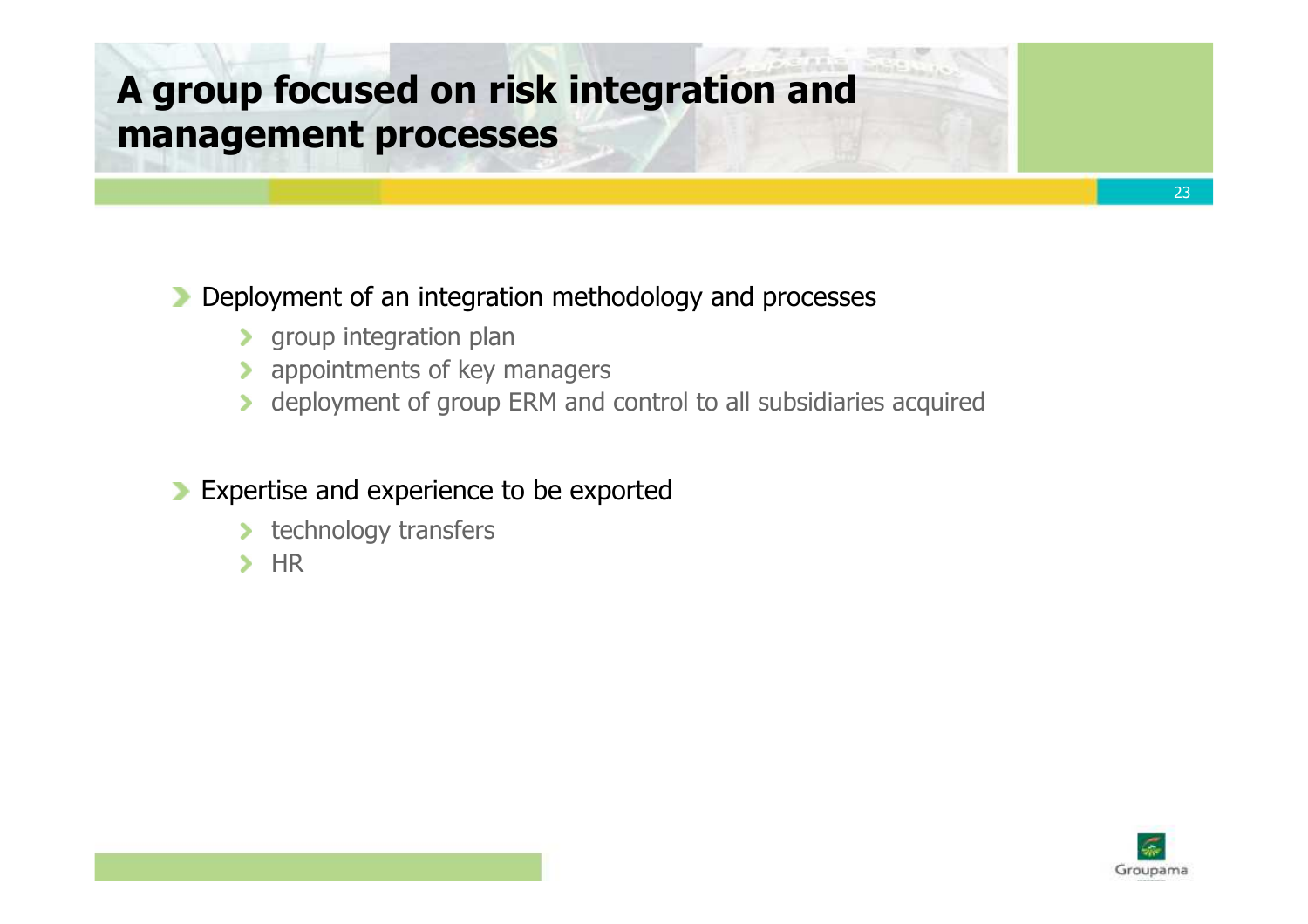# A group focused on risk integration and management processes

- Deployment of an integration methodology and processes
  - group integration plan
  - appointments of key managers
  - deployment of group ERM and control to all subsidiaries acquired

- Expertise and experience to be exported
  - technology transfers
  - HR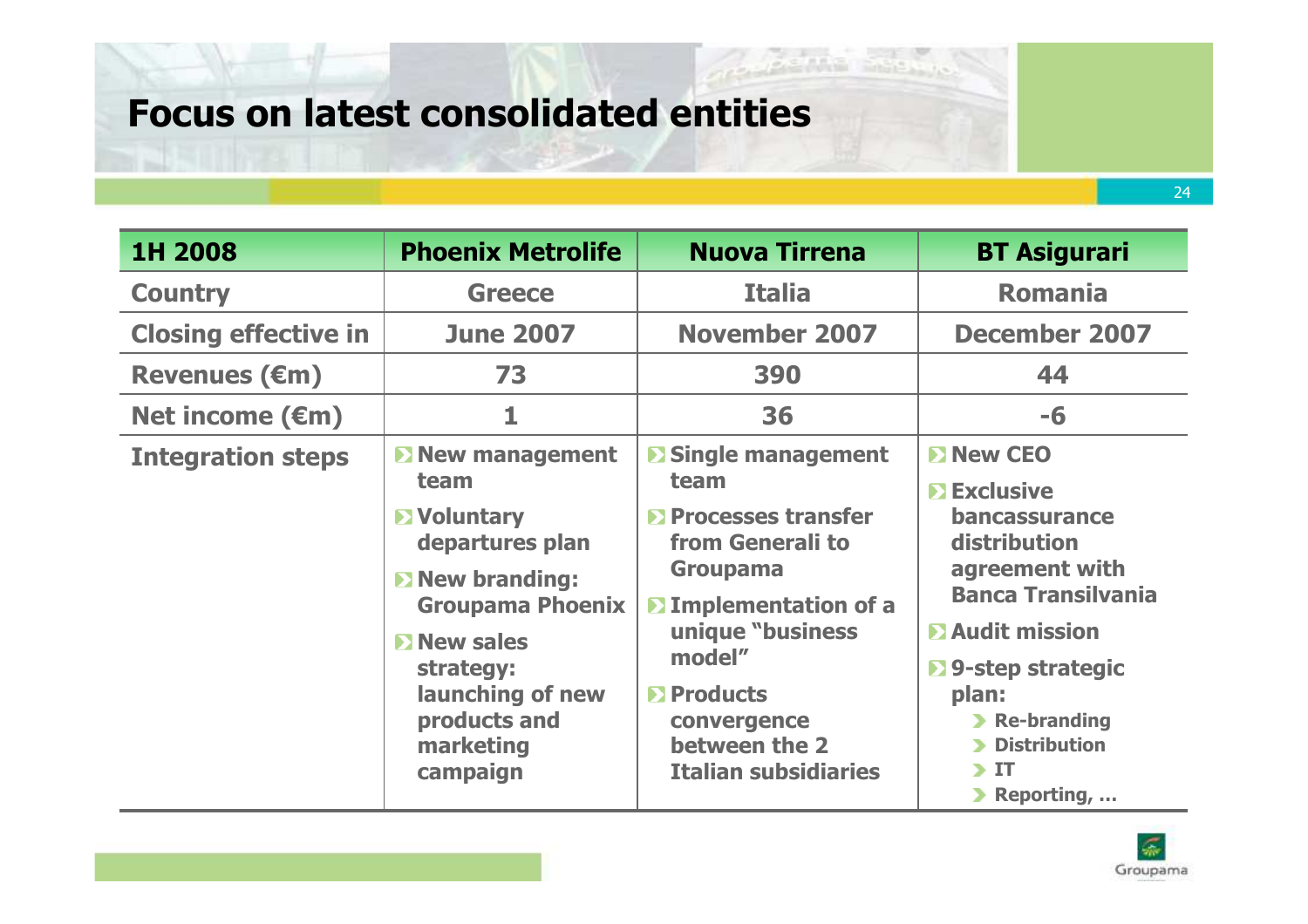# Focus on latest consolidated entities

| 1H 2008 | Phoenix Metrolife | Nuova Tirrena | BT Asigurari |
|---|---|---|---|
| Country | Greece | Italia | Romania |
| Closing effective in | June 2007 | November 2007 | December 2007 |
| Revenues (€m) | 73 | 390 | 44 |
| Net income (€m) | 1 | 36 | -6 |
| Integration steps | New management team<br>Voluntary departures plan<br>New branding: Groupama Phoenix<br>New sales strategy: launching of new products and marketing campaign | Single management team<br>Processes transfer from Generali to Groupama<br>Implementation of a unique "business model"<br>Products convergence between the 2 Italian subsidiaries | New CEO<br>Exclusive bancassurance distribution agreement with Banca Transilvania<br>Audit mission<br>9-step strategic plan:<br>- Re-branding<br>- Distribution<br>- IT<br>- Reporting, … |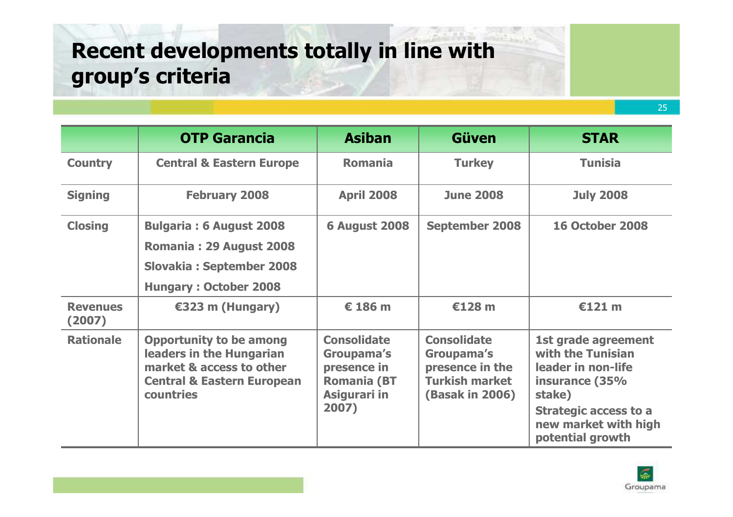# Recent developments totally in line with group's criteria

| | OTP Garancia | Asiban | Güven | STAR |
|---|---|---|---|---|
| **Country** | Central & Eastern Europe | Romania | Turkey | Tunisia |
| **Signing** | February 2008 | April 2008 | June 2008 | July 2008 |
| **Closing** | Bulgaria : 6 August 2008<br>Romania : 29 August 2008<br>Slovakia : September 2008<br>Hungary : October 2008 | 6 August 2008 | September 2008 | 16 October 2008 |
| **Revenues (2007)** | €323 m (Hungary) | € 186 m | €128 m | €121 m |
| **Rationale** | Opportunity to be among leaders in the Hungarian market & access to other Central & Eastern European countries | Consolidate Groupama's presence in Romania (BT Asigurari in 2007) | Consolidate Groupama's presence in the Turkish market (Basak in 2006) | 1st grade agreement with the Tunisian leader in non-life insurance (35% stake)<br>Strategic access to a new market with high potential growth |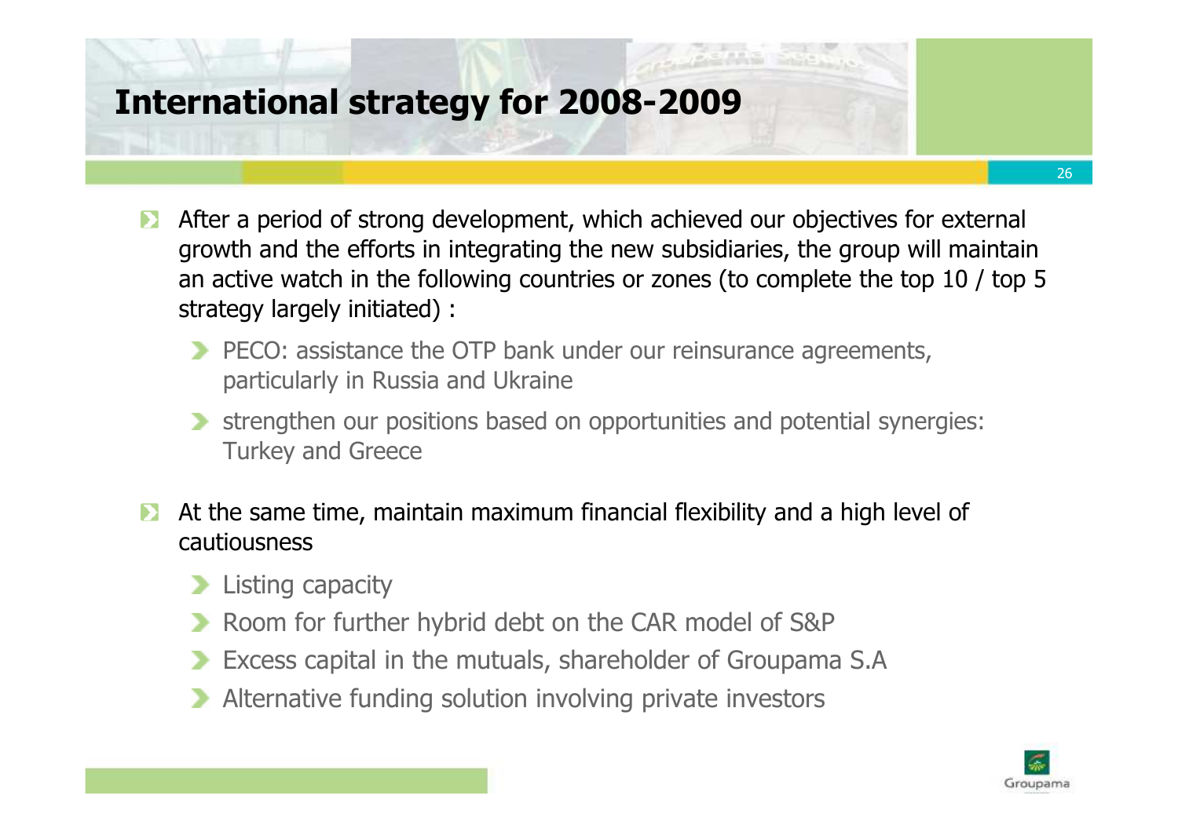# International strategy for 2008-2009

- After a period of strong development, which achieved our objectives for external growth and the efforts in integrating the new subsidiaries, the group will maintain an active watch in the following countries or zones (to complete the top 10 / top 5 strategy largely initiated) :
  - PECO: assistance the OTP bank under our reinsurance agreements, particularly in Russia and Ukraine
  - strengthen our positions based on opportunities and potential synergies: Turkey and Greece
- At the same time, maintain maximum financial flexibility and a high level of cautiousness
  - Listing capacity
  - Room for further hybrid debt on the CAR model of S&P
  - Excess capital in the mutuals, shareholder of Groupama S.A
  - Alternative funding solution involving private investors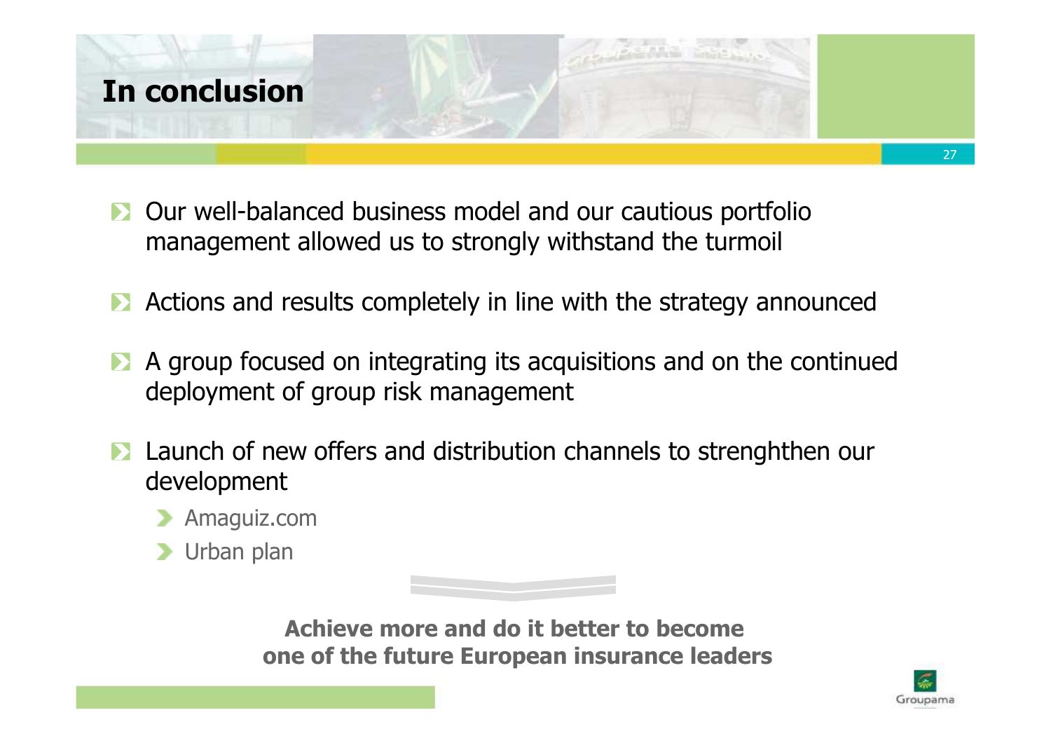# In conclusion

- Our well-balanced business model and our cautious portfolio management allowed us to strongly withstand the turmoil
- Actions and results completely in line with the strategy announced
- A group focused on integrating its acquisitions and on the continued deployment of group risk management
- Launch of new offers and distribution channels to strenghthen our development
  - Amaguiz.com
  - Urban plan

**Achieve more and do it better to become one of the future European insurance leaders**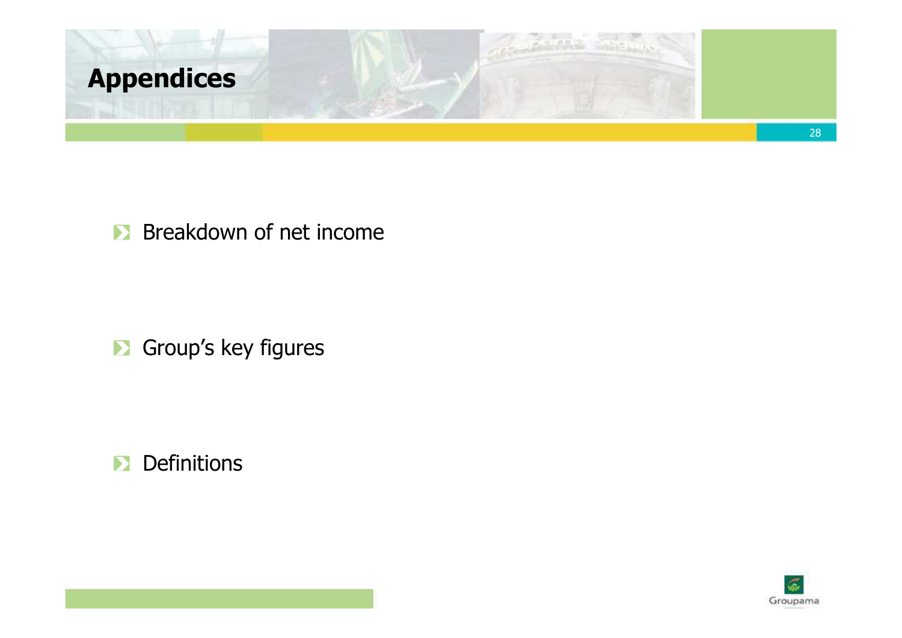# Appendices

- Breakdown of net income
- Group's key figures
- Definitions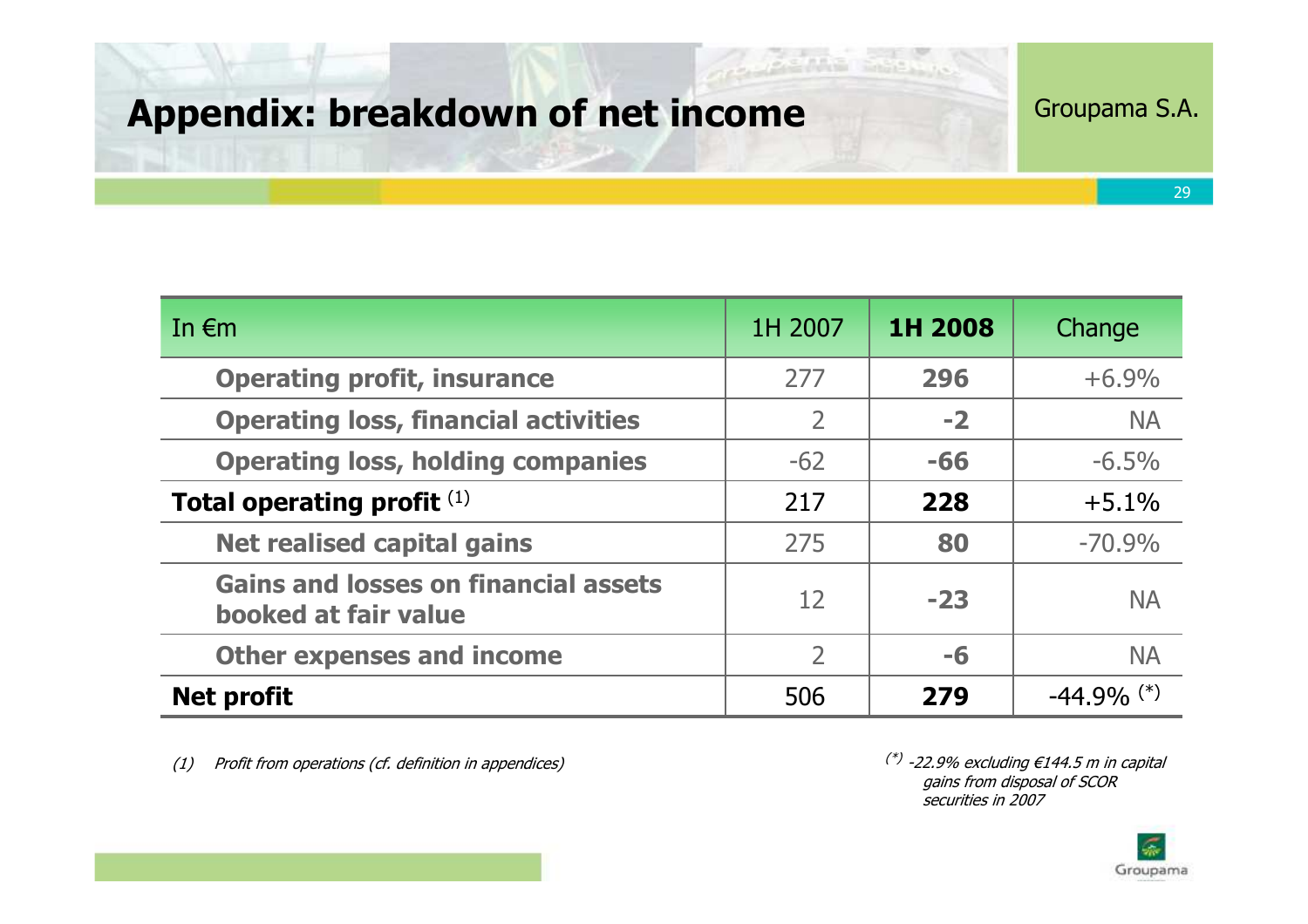# Appendix: breakdown of net income

Groupama S.A.

| In €m | 1H 2007 | **1H 2008** | Change |
|---|---|---|---|
| **Operating profit, insurance** | 277 | **296** | +6.9% |
| **Operating loss, financial activities** | 2 | **-2** | NA |
| **Operating loss, holding companies** | -62 | **-66** | -6.5% |
| **Total operating profit** (1) | 217 | **228** | +5.1% |
| **Net realised capital gains** | 275 | **80** | -70.9% |
| **Gains and losses on financial assets booked at fair value** | 12 | **-23** | NA |
| **Other expenses and income** | 2 | **-6** | NA |
| **Net profit** | 506 | **279** | -44.9% (*) |

*(1) Profit from operations (cf. definition in appendices)*

*(\*) -22.9% excluding €144.5 m in capital gains from disposal of SCOR securities in 2007*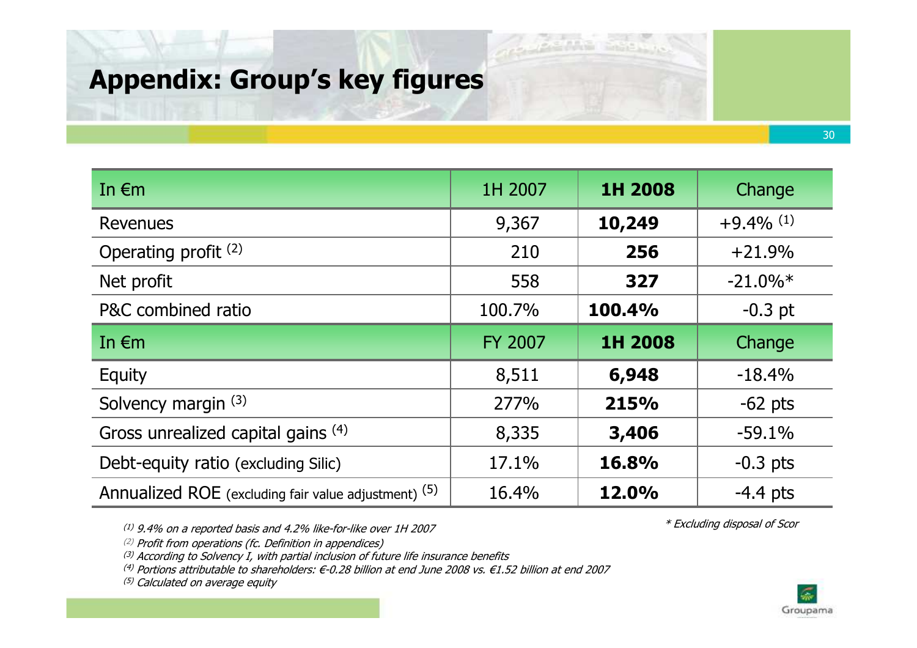# Appendix: Group's key figures

| In €m | 1H 2007 | **1H 2008** | Change |
|---|---|---|---|
| Revenues | 9,367 | **10,249** | +9.4% [1] |
| Operating profit [2] | 210 | **256** | +21.9% |
| Net profit | 558 | **327** | -21.0%* |
| P&C combined ratio | 100.7% | **100.4%** | -0.3 pt |
| In €m | FY 2007 | **1H 2008** | Change |
| Equity | 8,511 | **6,948** | -18.4% |
| Solvency margin [3] | 277% | **215%** | -62 pts |
| Gross unrealized capital gains [4] | 8,335 | **3,406** | -59.1% |
| Debt-equity ratio (excluding Silic) | 17.1% | **16.8%** | -0.3 pts |
| Annualized ROE (excluding fair value adjustment) [5] | 16.4% | **12.0%** | -4.4 pts |

*\* Excluding disposal of Scor*

*[1] 9.4% on a reported basis and 4.2% like-for-like over 1H 2007*

*[2] Profit from operations (fc. Definition in appendices)*

*[3] According to Solvency I, with partial inclusion of future life insurance benefits*

*[4] Portions attributable to shareholders: €-0.28 billion at end June 2008 vs. €1.52 billion at end 2007*

*[5] Calculated on average equity*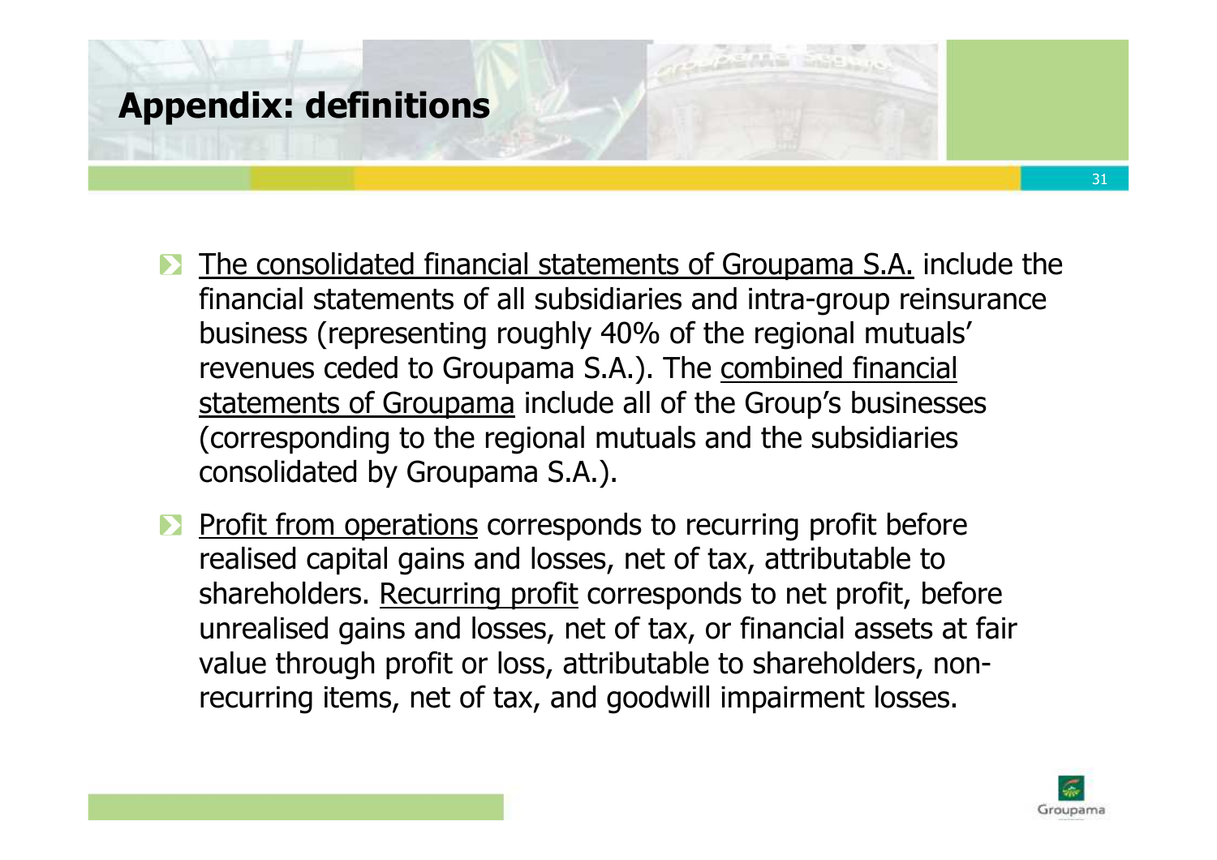# Appendix: definitions

- The consolidated financial statements of Groupama S.A. include the financial statements of all subsidiaries and intra-group reinsurance business (representing roughly 40% of the regional mutuals' revenues ceded to Groupama S.A.). The combined financial statements of Groupama include all of the Group's businesses (corresponding to the regional mutuals and the subsidiaries consolidated by Groupama S.A.).
- Profit from operations corresponds to recurring profit before realised capital gains and losses, net of tax, attributable to shareholders. Recurring profit corresponds to net profit, before unrealised gains and losses, net of tax, or financial assets at fair value through profit or loss, attributable to shareholders, non-recurring items, net of tax, and goodwill impairment losses.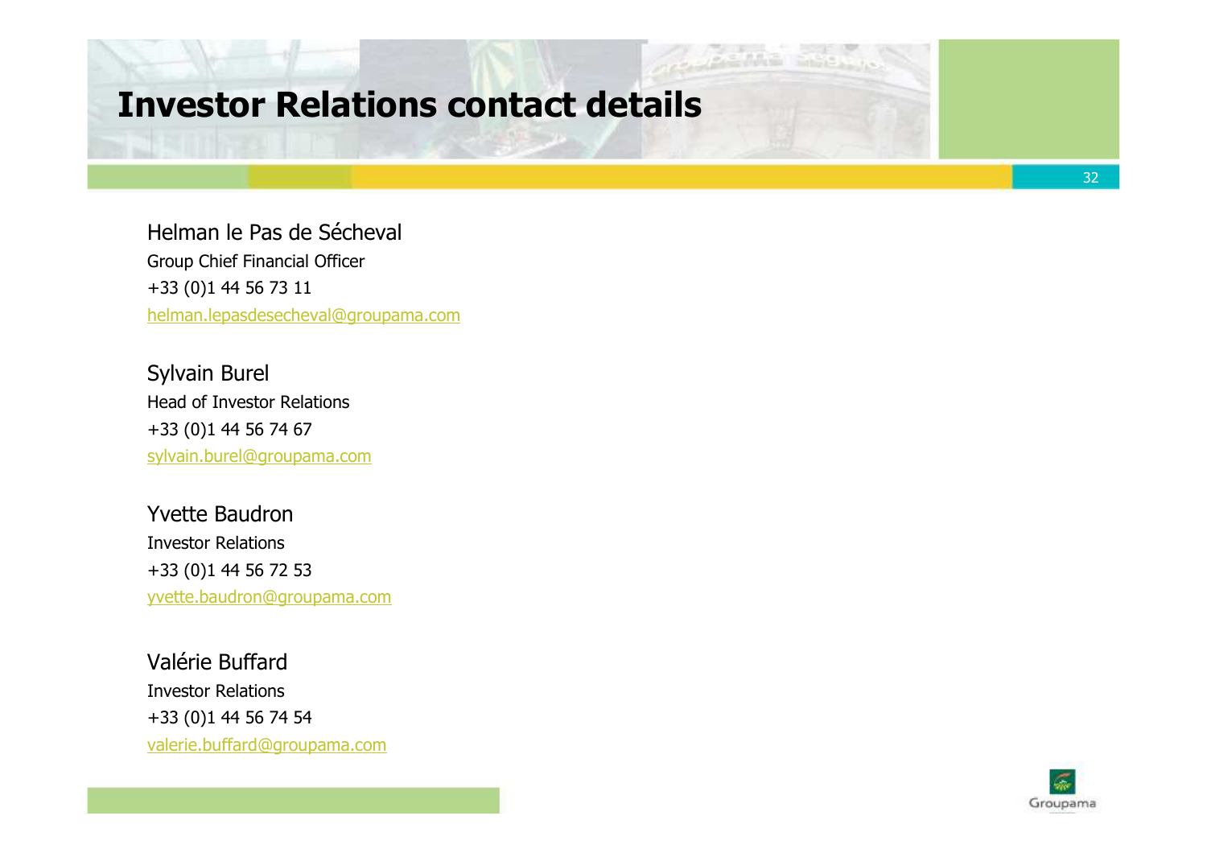# Investor Relations contact details

Helman le Pas de Sécheval
Group Chief Financial Officer
+33 (0)1 44 56 73 11
helman.lepasdesecheval@groupama.com

Sylvain Burel
Head of Investor Relations
+33 (0)1 44 56 74 67
sylvain.burel@groupama.com

Yvette Baudron
Investor Relations
+33 (0)1 44 56 72 53
yvette.baudron@groupama.com

Valérie Buffard
Investor Relations
+33 (0)1 44 56 74 54
valerie.buffard@groupama.com